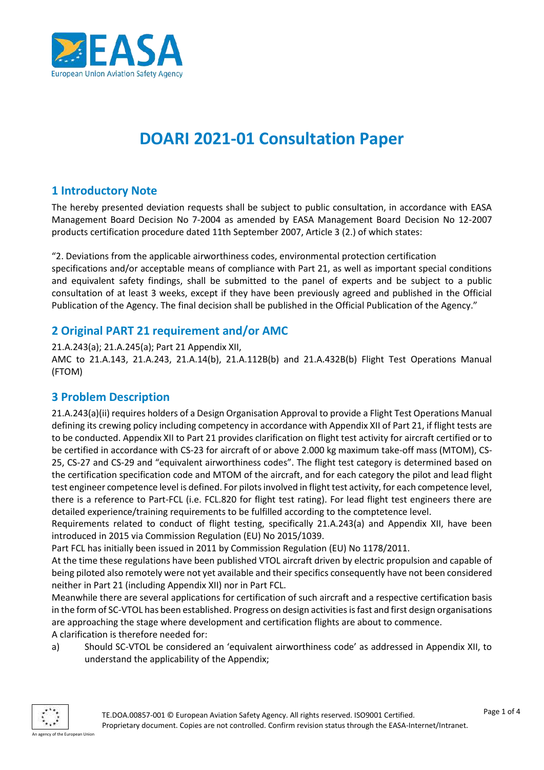# DOARI 2021-01 Consultation Paper

## 1 Introductory Note

The hereby presented deviation requests shall be subject to public consultation, in accordance with EASA Management Board Decision No 7-2004 as amended by EASA Management Board Decision No 12-2007 products certification procedure dated 11th September 2007, Article 3 (2.) of which states:

"2. Deviations from the applicable airworthiness codes, environmental protection certification specifications and/or acceptable means of compliance with Part 21, as well as important special conditions and equivalent safety findings, shall be submitted to the panel of experts and be subject to a public consultation of at least 3 weeks, except if they have been previously agreed and published in the Official Publication of the Agency. The final decision shall be published in the Official Publication of the Agency."

## 2 Original PART 21 requirement and/or AMC

21.A.243(a); 21.A.245(a); Part 21 Appendix XII,
AMC to 21.A.143, 21.A.243, 21.A.14(b), 21.A.112B(b) and 21.A.432B(b) Flight Test Operations Manual (FTOM)

## 3 Problem Description

21.A.243(a)(ii) requires holders of a Design Organisation Approval to provide a Flight Test Operations Manual defining its crewing policy including competency in accordance with Appendix XII of Part 21, if flight tests are to be conducted. Appendix XII to Part 21 provides clarification on flight test activity for aircraft certified or to be certified in accordance with CS-23 for aircraft of or above 2.000 kg maximum take-off mass (MTOM), CS-25, CS-27 and CS-29 and "equivalent airworthiness codes". The flight test category is determined based on the certification specification code and MTOM of the aircraft, and for each category the pilot and lead flight test engineer competence level is defined. For pilots involved in flight test activity, for each competence level, there is a reference to Part-FCL (i.e. FCL.820 for flight test rating). For lead flight test engineers there are detailed experience/training requirements to be fulfilled according to the comptetence level.
Requirements related to conduct of flight testing, specifically 21.A.243(a) and Appendix XII, have been introduced in 2015 via Commission Regulation (EU) No 2015/1039.
Part FCL has initially been issued in 2011 by Commission Regulation (EU) No 1178/2011.
At the time these regulations have been published VTOL aircraft driven by electric propulsion and capable of being piloted also remotely were not yet available and their specifics consequently have not been considered neither in Part 21 (including Appendix XII) nor in Part FCL.
Meanwhile there are several applications for certification of such aircraft and a respective certification basis in the form of SC-VTOL has been established. Progress on design activities is fast and first design organisations are approaching the stage where development and certification flights are about to commence.
A clarification is therefore needed for:

a) Should SC-VTOL be considered an 'equivalent airworthiness code' as addressed in Appendix XII, to understand the applicability of the Appendix;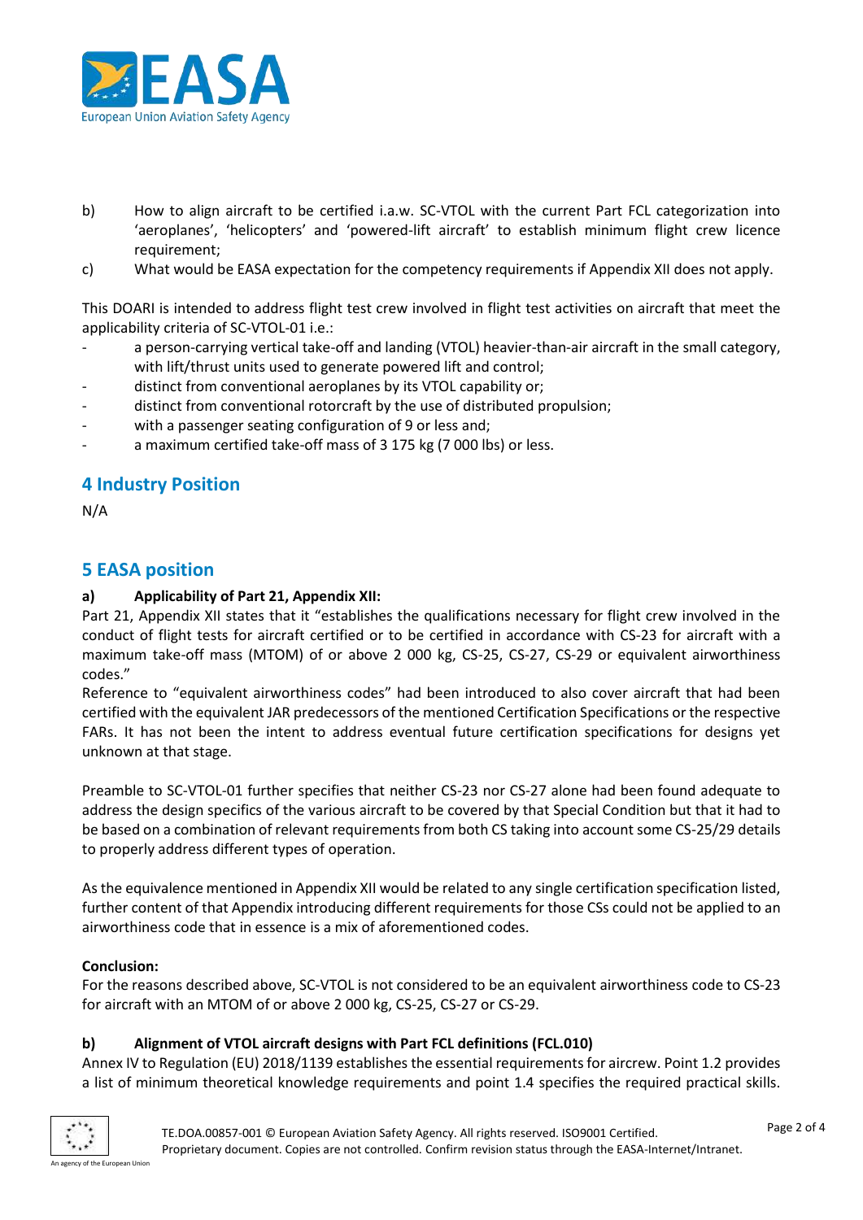b) How to align aircraft to be certified i.a.w. SC-VTOL with the current Part FCL categorization into 'aeroplanes', 'helicopters' and 'powered-lift aircraft' to establish minimum flight crew licence requirement;

c) What would be EASA expectation for the competency requirements if Appendix XII does not apply.

This DOARI is intended to address flight test crew involved in flight test activities on aircraft that meet the applicability criteria of SC-VTOL-01 i.e.:

- a person-carrying vertical take-off and landing (VTOL) heavier-than-air aircraft in the small category, with lift/thrust units used to generate powered lift and control;
- distinct from conventional aeroplanes by its VTOL capability or;
- distinct from conventional rotorcraft by the use of distributed propulsion;
- with a passenger seating configuration of 9 or less and;
- a maximum certified take-off mass of 3 175 kg (7 000 lbs) or less.

## 4 Industry Position

N/A

## 5 EASA position

### a) Applicability of Part 21, Appendix XII:

Part 21, Appendix XII states that it "establishes the qualifications necessary for flight crew involved in the conduct of flight tests for aircraft certified or to be certified in accordance with CS-23 for aircraft with a maximum take-off mass (MTOM) of or above 2 000 kg, CS-25, CS-27, CS-29 or equivalent airworthiness codes."

Reference to "equivalent airworthiness codes" had been introduced to also cover aircraft that had been certified with the equivalent JAR predecessors of the mentioned Certification Specifications or the respective FARs. It has not been the intent to address eventual future certification specifications for designs yet unknown at that stage.

Preamble to SC-VTOL-01 further specifies that neither CS-23 nor CS-27 alone had been found adequate to address the design specifics of the various aircraft to be covered by that Special Condition but that it had to be based on a combination of relevant requirements from both CS taking into account some CS-25/29 details to properly address different types of operation.

As the equivalence mentioned in Appendix XII would be related to any single certification specification listed, further content of that Appendix introducing different requirements for those CSs could not be applied to an airworthiness code that in essence is a mix of aforementioned codes.

**Conclusion:**

For the reasons described above, SC-VTOL is not considered to be an equivalent airworthiness code to CS-23 for aircraft with an MTOM of or above 2 000 kg, CS-25, CS-27 or CS-29.

### b) Alignment of VTOL aircraft designs with Part FCL definitions (FCL.010)

Annex IV to Regulation (EU) 2018/1139 establishes the essential requirements for aircrew. Point 1.2 provides a list of minimum theoretical knowledge requirements and point 1.4 specifies the required practical skills.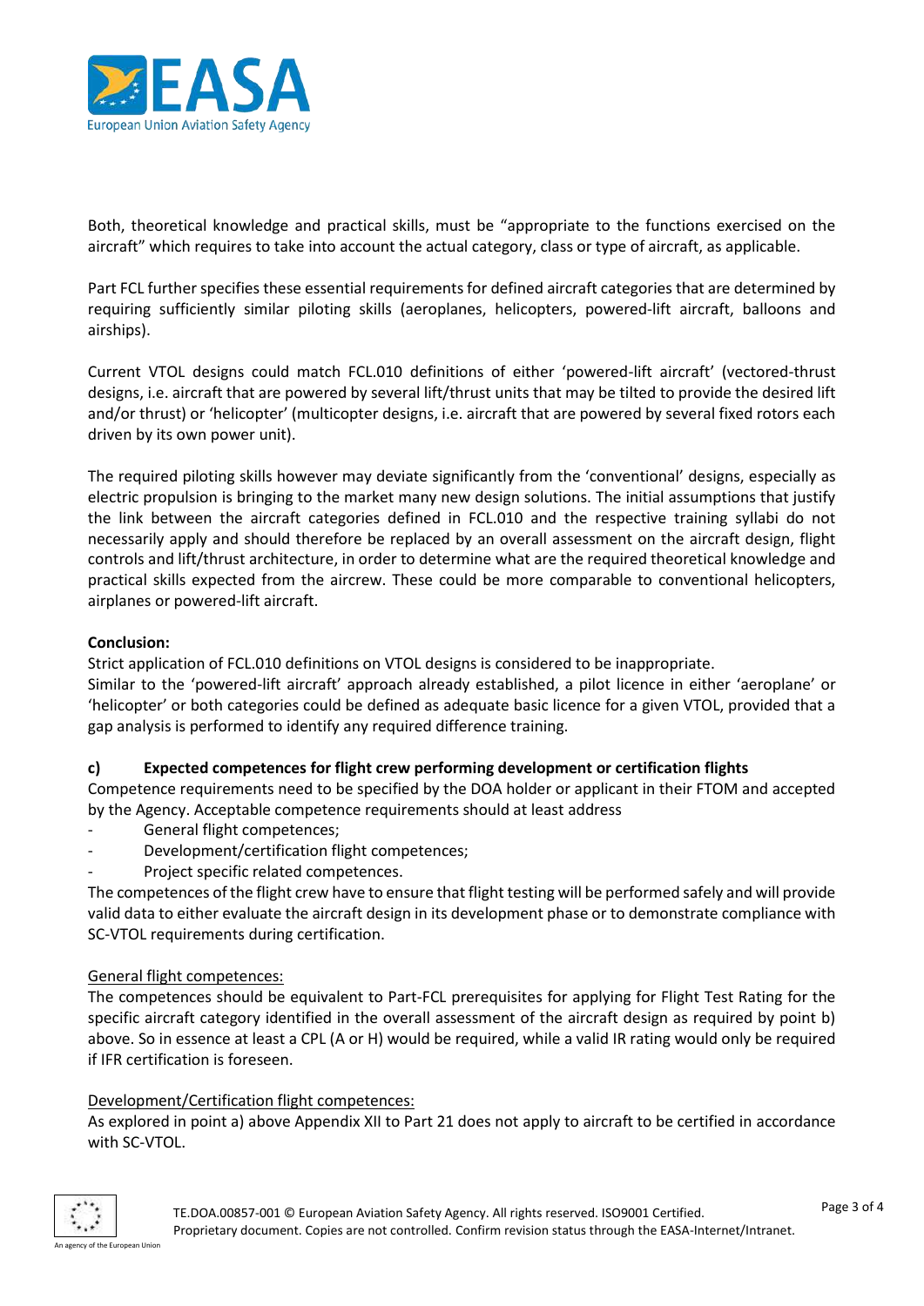Both, theoretical knowledge and practical skills, must be "appropriate to the functions exercised on the aircraft" which requires to take into account the actual category, class or type of aircraft, as applicable.

Part FCL further specifies these essential requirements for defined aircraft categories that are determined by requiring sufficiently similar piloting skills (aeroplanes, helicopters, powered-lift aircraft, balloons and airships).

Current VTOL designs could match FCL.010 definitions of either 'powered-lift aircraft' (vectored-thrust designs, i.e. aircraft that are powered by several lift/thrust units that may be tilted to provide the desired lift and/or thrust) or 'helicopter' (multicopter designs, i.e. aircraft that are powered by several fixed rotors each driven by its own power unit).

The required piloting skills however may deviate significantly from the 'conventional' designs, especially as electric propulsion is bringing to the market many new design solutions. The initial assumptions that justify the link between the aircraft categories defined in FCL.010 and the respective training syllabi do not necessarily apply and should therefore be replaced by an overall assessment on the aircraft design, flight controls and lift/thrust architecture, in order to determine what are the required theoretical knowledge and practical skills expected from the aircrew. These could be more comparable to conventional helicopters, airplanes or powered-lift aircraft.

**Conclusion:**
Strict application of FCL.010 definitions on VTOL designs is considered to be inappropriate.
Similar to the 'powered-lift aircraft' approach already established, a pilot licence in either 'aeroplane' or 'helicopter' or both categories could be defined as adequate basic licence for a given VTOL, provided that a gap analysis is performed to identify any required difference training.

**c) Expected competences for flight crew performing development or certification flights**

Competence requirements need to be specified by the DOA holder or applicant in their FTOM and accepted by the Agency. Acceptable competence requirements should at least address

- General flight competences;
- Development/certification flight competences;
- Project specific related competences.

The competences of the flight crew have to ensure that flight testing will be performed safely and will provide valid data to either evaluate the aircraft design in its development phase or to demonstrate compliance with SC-VTOL requirements during certification.

<u>General flight competences:</u>
The competences should be equivalent to Part-FCL prerequisites for applying for Flight Test Rating for the specific aircraft category identified in the overall assessment of the aircraft design as required by point b) above. So in essence at least a CPL (A or H) would be required, while a valid IR rating would only be required if IFR certification is foreseen.

<u>Development/Certification flight competences:</u>
As explored in point a) above Appendix XII to Part 21 does not apply to aircraft to be certified in accordance with SC-VTOL.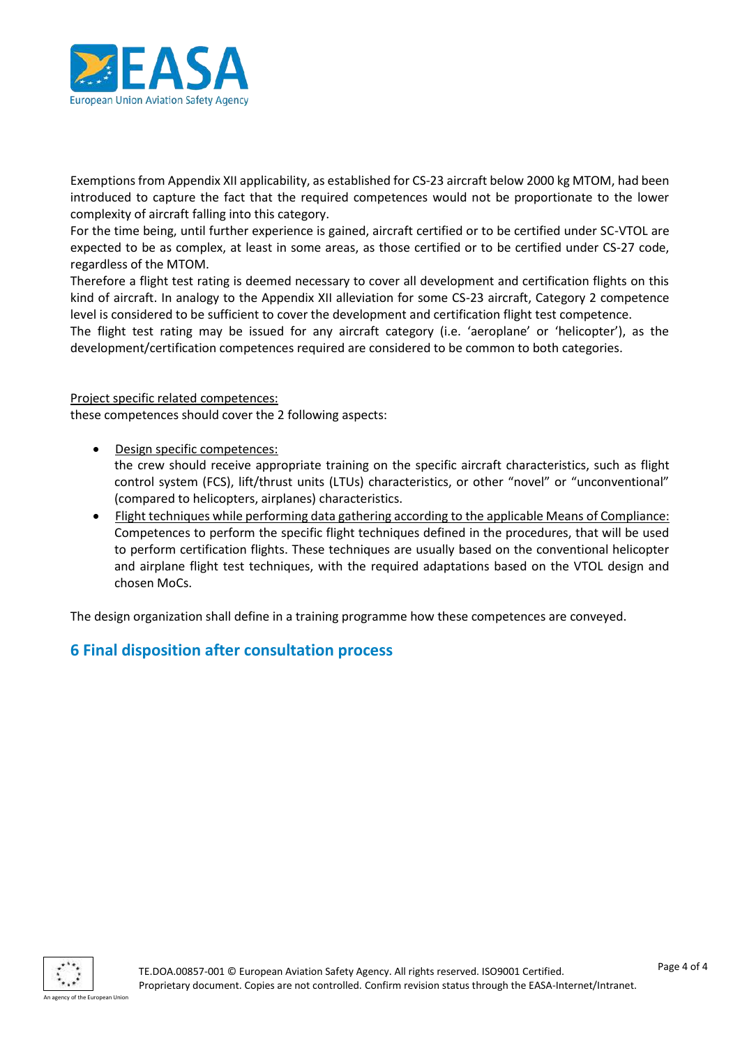Exemptions from Appendix XII applicability, as established for CS-23 aircraft below 2000 kg MTOM, had been introduced to capture the fact that the required competences would not be proportionate to the lower complexity of aircraft falling into this category.
For the time being, until further experience is gained, aircraft certified or to be certified under SC-VTOL are expected to be as complex, at least in some areas, as those certified or to be certified under CS-27 code, regardless of the MTOM.
Therefore a flight test rating is deemed necessary to cover all development and certification flights on this kind of aircraft. In analogy to the Appendix XII alleviation for some CS-23 aircraft, Category 2 competence level is considered to be sufficient to cover the development and certification flight test competence.
The flight test rating may be issued for any aircraft category (i.e. 'aeroplane' or 'helicopter'), as the development/certification competences required are considered to be common to both categories.

Project specific related competences:
these competences should cover the 2 following aspects:

- Design specific competences:
  the crew should receive appropriate training on the specific aircraft characteristics, such as flight control system (FCS), lift/thrust units (LTUs) characteristics, or other "novel" or "unconventional" (compared to helicopters, airplanes) characteristics.
- Flight techniques while performing data gathering according to the applicable Means of Compliance:
  Competences to perform the specific flight techniques defined in the procedures, that will be used to perform certification flights. These techniques are usually based on the conventional helicopter and airplane flight test techniques, with the required adaptations based on the VTOL design and chosen MoCs.

The design organization shall define in a training programme how these competences are conveyed.

## 6 Final disposition after consultation process